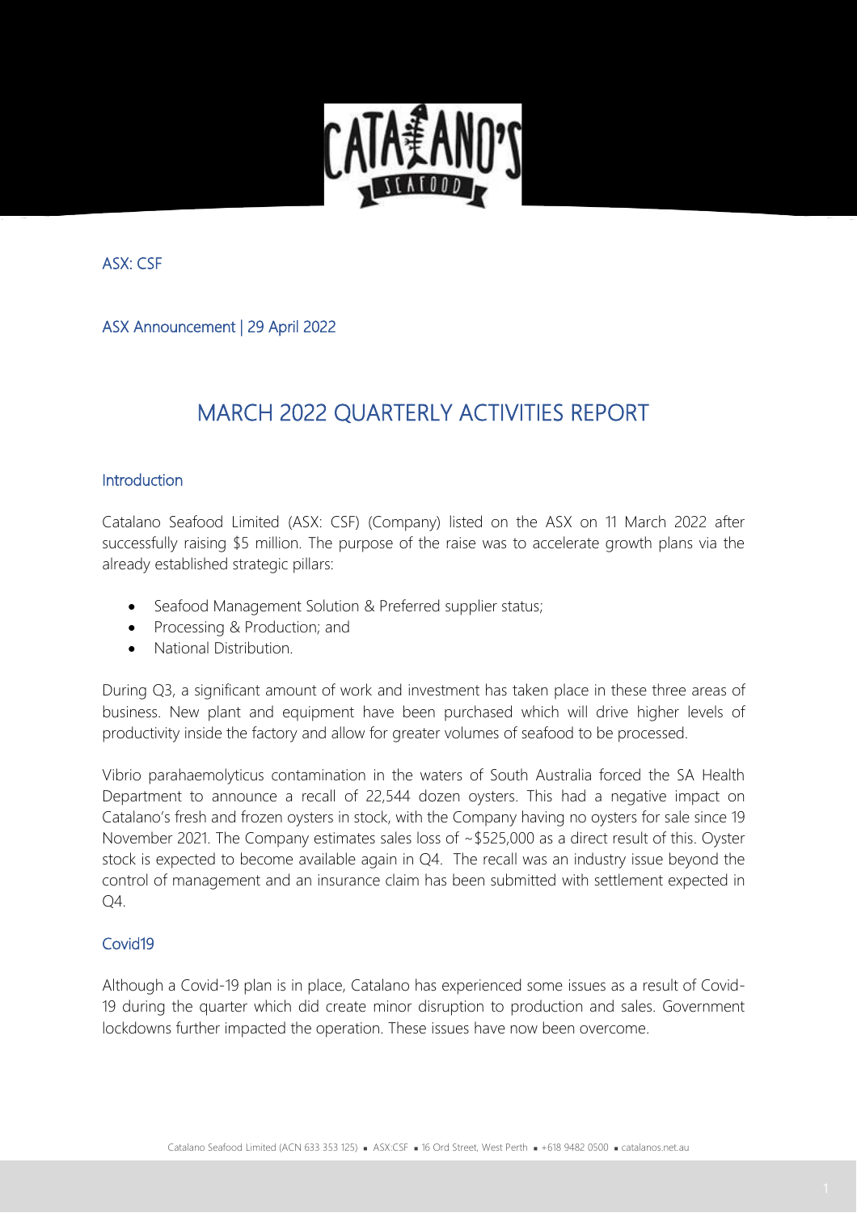ASX: CSF

ASX Announcement | 29 April 2022

# MARCH 2022 QUARTERLY ACTIVITIES REPORT

## Introduction

Catalano Seafood Limited (ASX: CSF) (Company) listed on the ASX on 11 March 2022 after successfully raising $5 million. The purpose of the raise was to accelerate growth plans via the already established strategic pillars:

- Seafood Management Solution & Preferred supplier status;
- Processing & Production; and
- National Distribution.

During Q3, a significant amount of work and investment has taken place in these three areas of business. New plant and equipment have been purchased which will drive higher levels of productivity inside the factory and allow for greater volumes of seafood to be processed.

Vibrio parahaemolyticus contamination in the waters of South Australia forced the SA Health Department to announce a recall of 22,544 dozen oysters. This had a negative impact on Catalano's fresh and frozen oysters in stock, with the Company having no oysters for sale since 19 November 2021. The Company estimates sales loss of ~$525,000 as a direct result of this. Oyster stock is expected to become available again in Q4. The recall was an industry issue beyond the control of management and an insurance claim has been submitted with settlement expected in Q4.

## Covid19

Although a Covid-19 plan is in place, Catalano has experienced some issues as a result of Covid-19 during the quarter which did create minor disruption to production and sales. Government lockdowns further impacted the operation. These issues have now been overcome.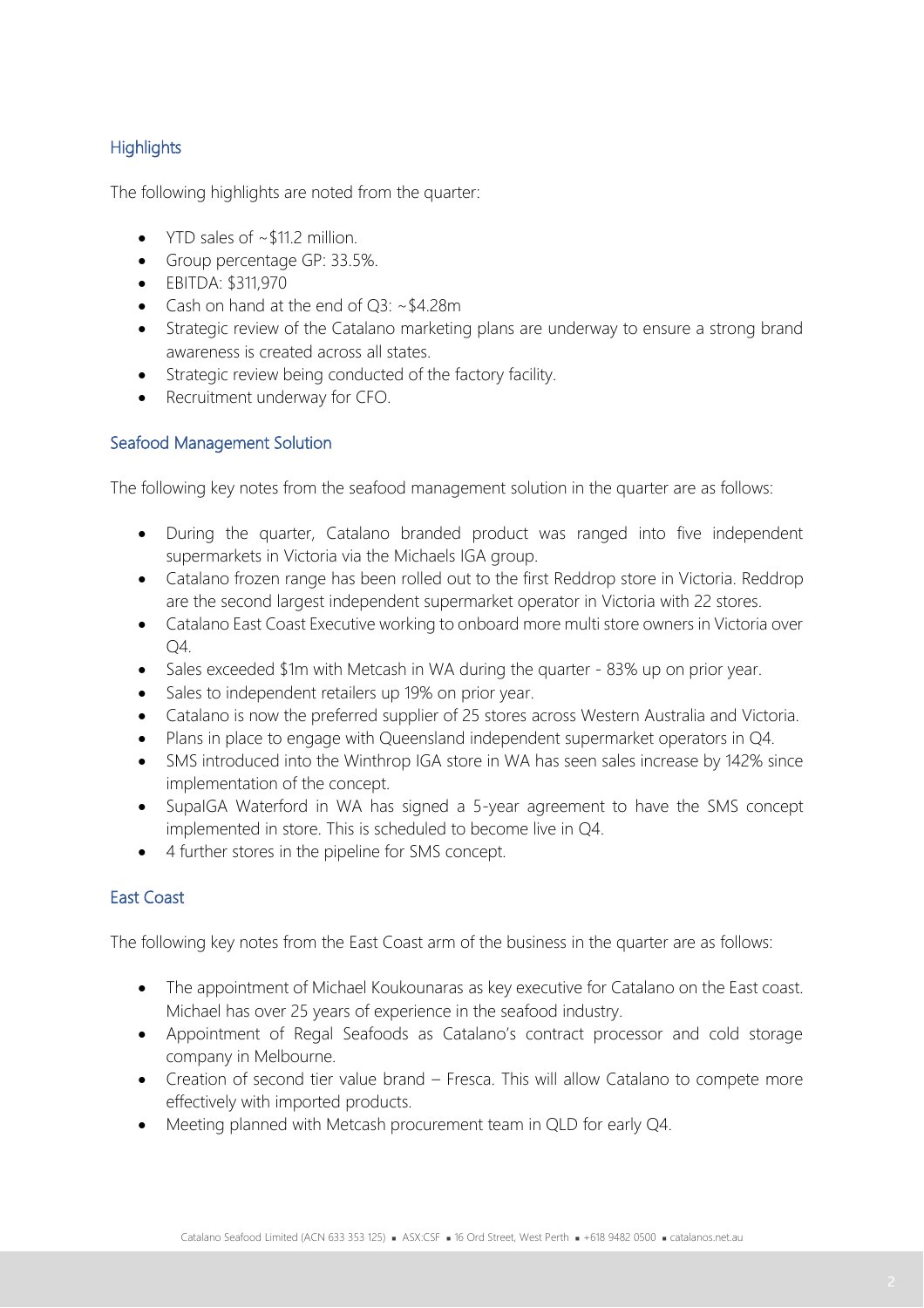## Highlights

The following highlights are noted from the quarter:

- YTD sales of ~$11.2 million.
- Group percentage GP: 33.5%.
- EBITDA: $311,970
- Cash on hand at the end of Q3: ~$4.28m
- Strategic review of the Catalano marketing plans are underway to ensure a strong brand awareness is created across all states.
- Strategic review being conducted of the factory facility.
- Recruitment underway for CFO.

## Seafood Management Solution

The following key notes from the seafood management solution in the quarter are as follows:

- During the quarter, Catalano branded product was ranged into five independent supermarkets in Victoria via the Michaels IGA group.
- Catalano frozen range has been rolled out to the first Reddrop store in Victoria. Reddrop are the second largest independent supermarket operator in Victoria with 22 stores.
- Catalano East Coast Executive working to onboard more multi store owners in Victoria over Q4.
- Sales exceeded $1m with Metcash in WA during the quarter - 83% up on prior year.
- Sales to independent retailers up 19% on prior year.
- Catalano is now the preferred supplier of 25 stores across Western Australia and Victoria.
- Plans in place to engage with Queensland independent supermarket operators in Q4.
- SMS introduced into the Winthrop IGA store in WA has seen sales increase by 142% since implementation of the concept.
- SupaIGA Waterford in WA has signed a 5-year agreement to have the SMS concept implemented in store. This is scheduled to become live in Q4.
- 4 further stores in the pipeline for SMS concept.

## East Coast

The following key notes from the East Coast arm of the business in the quarter are as follows:

- The appointment of Michael Koukounaras as key executive for Catalano on the East coast. Michael has over 25 years of experience in the seafood industry.
- Appointment of Regal Seafoods as Catalano's contract processor and cold storage company in Melbourne.
- Creation of second tier value brand – Fresca. This will allow Catalano to compete more effectively with imported products.
- Meeting planned with Metcash procurement team in QLD for early Q4.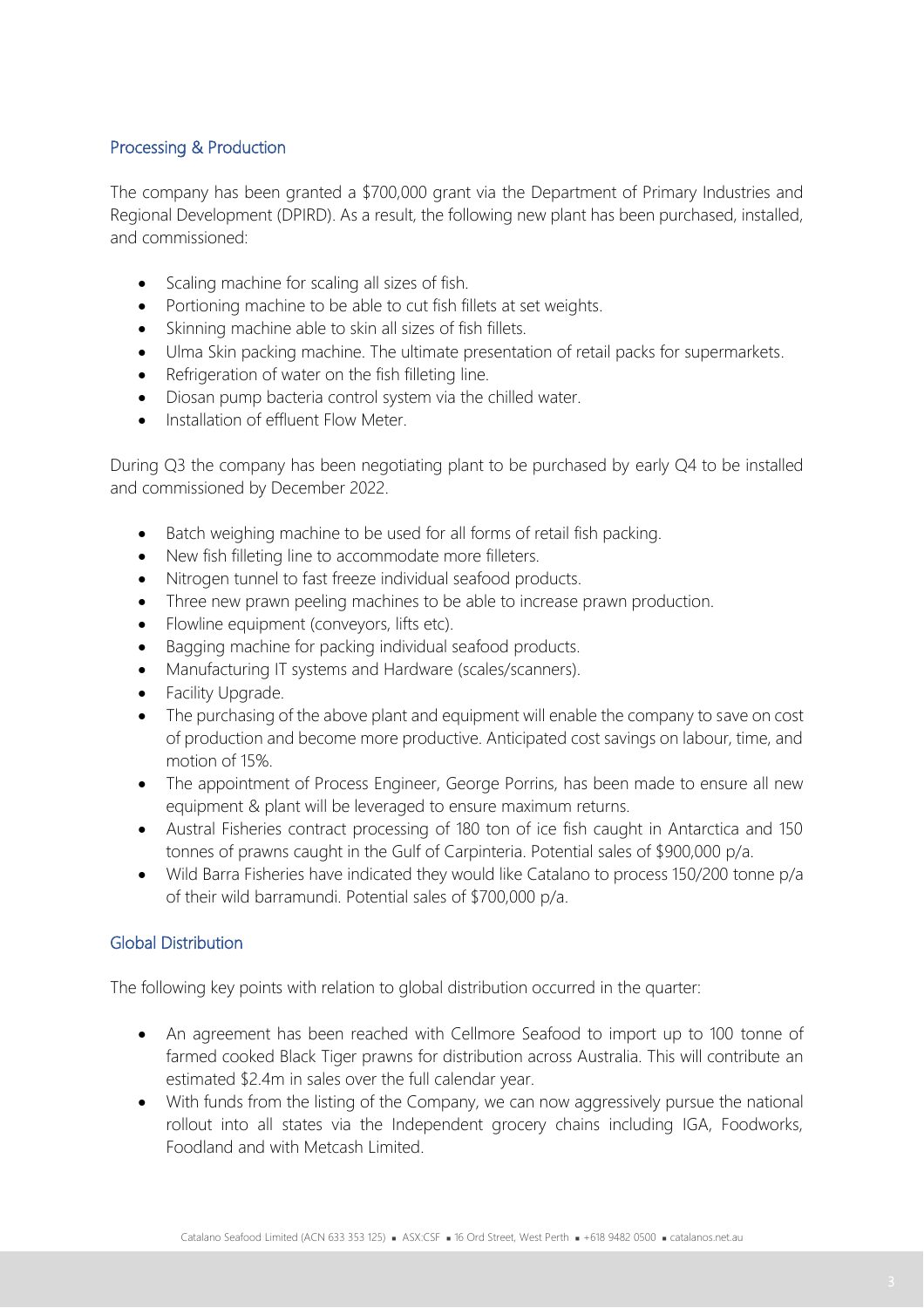## Processing & Production

The company has been granted a $700,000 grant via the Department of Primary Industries and Regional Development (DPIRD). As a result, the following new plant has been purchased, installed, and commissioned:

- Scaling machine for scaling all sizes of fish.
- Portioning machine to be able to cut fish fillets at set weights.
- Skinning machine able to skin all sizes of fish fillets.
- Ulma Skin packing machine. The ultimate presentation of retail packs for supermarkets.
- Refrigeration of water on the fish filleting line.
- Diosan pump bacteria control system via the chilled water.
- Installation of effluent Flow Meter.

During Q3 the company has been negotiating plant to be purchased by early Q4 to be installed and commissioned by December 2022.

- Batch weighing machine to be used for all forms of retail fish packing.
- New fish filleting line to accommodate more filleters.
- Nitrogen tunnel to fast freeze individual seafood products.
- Three new prawn peeling machines to be able to increase prawn production.
- Flowline equipment (conveyors, lifts etc).
- Bagging machine for packing individual seafood products.
- Manufacturing IT systems and Hardware (scales/scanners).
- Facility Upgrade.
- The purchasing of the above plant and equipment will enable the company to save on cost of production and become more productive. Anticipated cost savings on labour, time, and motion of 15%.
- The appointment of Process Engineer, George Porrins, has been made to ensure all new equipment & plant will be leveraged to ensure maximum returns.
- Austral Fisheries contract processing of 180 ton of ice fish caught in Antarctica and 150 tonnes of prawns caught in the Gulf of Carpinteria. Potential sales of $900,000 p/a.
- Wild Barra Fisheries have indicated they would like Catalano to process 150/200 tonne p/a of their wild barramundi. Potential sales of $700,000 p/a.

## Global Distribution

The following key points with relation to global distribution occurred in the quarter:

- An agreement has been reached with Cellmore Seafood to import up to 100 tonne of farmed cooked Black Tiger prawns for distribution across Australia. This will contribute an estimated $2.4m in sales over the full calendar year.
- With funds from the listing of the Company, we can now aggressively pursue the national rollout into all states via the Independent grocery chains including IGA, Foodworks, Foodland and with Metcash Limited.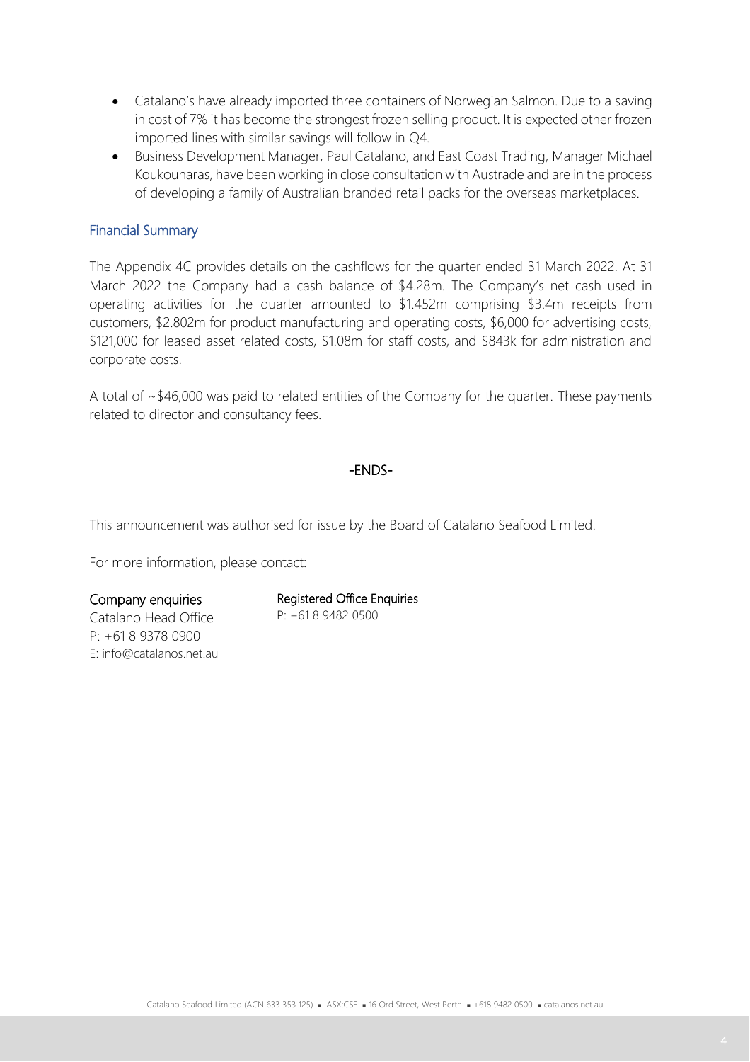- Catalano's have already imported three containers of Norwegian Salmon. Due to a saving in cost of 7% it has become the strongest frozen selling product. It is expected other frozen imported lines with similar savings will follow in Q4.
- Business Development Manager, Paul Catalano, and East Coast Trading, Manager Michael Koukounaras, have been working in close consultation with Austrade and are in the process of developing a family of Australian branded retail packs for the overseas marketplaces.

## Financial Summary

The Appendix 4C provides details on the cashflows for the quarter ended 31 March 2022. At 31 March 2022 the Company had a cash balance of $4.28m. The Company's net cash used in operating activities for the quarter amounted to $1.452m comprising $3.4m receipts from customers, $2.802m for product manufacturing and operating costs, $6,000 for advertising costs, $121,000 for leased asset related costs, $1.08m for staff costs, and $843k for administration and corporate costs.

A total of ~$46,000 was paid to related entities of the Company for the quarter. These payments related to director and consultancy fees.

-ENDS-

This announcement was authorised for issue by the Board of Catalano Seafood Limited.

For more information, please contact:

**Company enquiries**
Catalano Head Office
P: +61 8 9378 0900
E: info@catalanos.net.au

**Registered Office Enquiries**
P: +61 8 9482 0500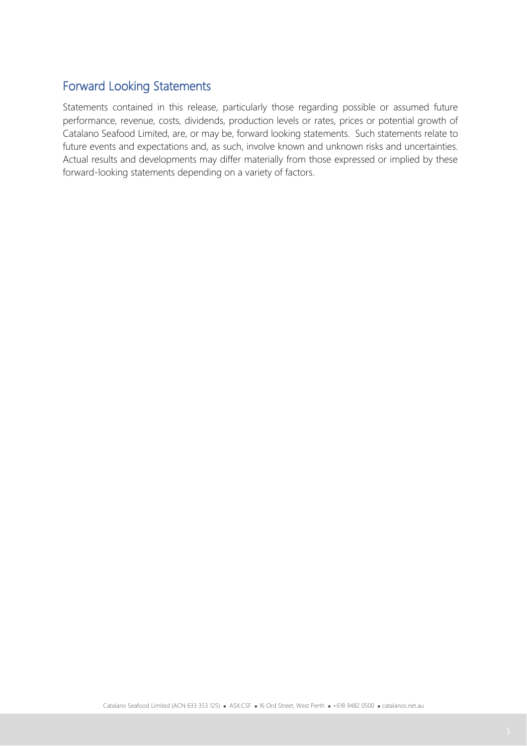## Forward Looking Statements

Statements contained in this release, particularly those regarding possible or assumed future performance, revenue, costs, dividends, production levels or rates, prices or potential growth of Catalano Seafood Limited, are, or may be, forward looking statements. Such statements relate to future events and expectations and, as such, involve known and unknown risks and uncertainties. Actual results and developments may differ materially from those expressed or implied by these forward-looking statements depending on a variety of factors.